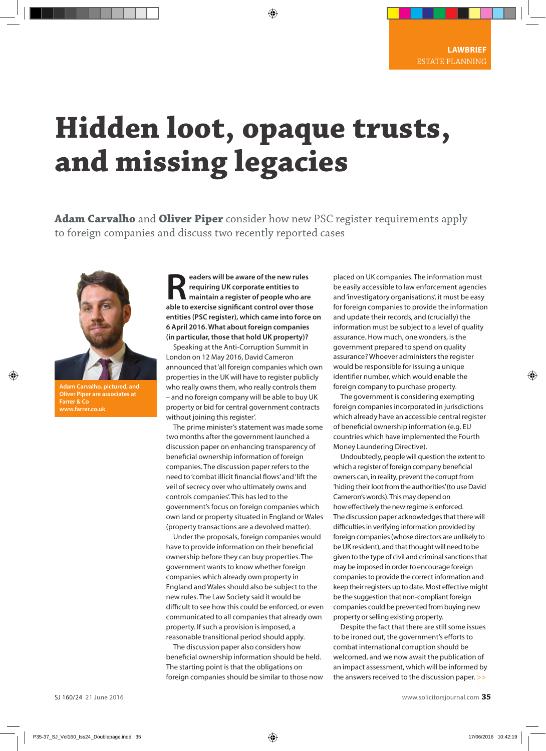LAWBRIEF
ESTATE PLANNING

# Hidden loot, opaque trusts, and missing legacies

**Adam Carvalho** and **Oliver Piper** consider how new PSC register requirements apply to foreign companies and discuss two recently reported cases

Adam Carvalho, pictured, and Oliver Piper are associates at Farrer & Co
www.farrer.co.uk

**Readers will be aware of the new rules requiring UK corporate entities to maintain a register of people who are able to exercise significant control over those entities (PSC register), which came into force on 6 April 2016. What about foreign companies (in particular, those that hold UK property)?**

Speaking at the Anti-Corruption Summit in London on 12 May 2016, David Cameron announced that 'all foreign companies which own properties in the UK will have to register publicly who really owns them, who really controls them – and no foreign company will be able to buy UK property or bid for central government contracts without joining this register'.

The prime minister's statement was made some two months after the government launched a discussion paper on enhancing transparency of beneficial ownership information of foreign companies. The discussion paper refers to the need to 'combat illicit financial flows' and 'lift the veil of secrecy over who ultimately owns and controls companies'. This has led to the government's focus on foreign companies which own land or property situated in England or Wales (property transactions are a devolved matter).

Under the proposals, foreign companies would have to provide information on their beneficial ownership before they can buy properties. The government wants to know whether foreign companies which already own property in England and Wales should also be subject to the new rules. The Law Society said it would be difficult to see how this could be enforced, or even communicated to all companies that already own property. If such a provision is imposed, a reasonable transitional period should apply.

The discussion paper also considers how beneficial ownership information should be held. The starting point is that the obligations on foreign companies should be similar to those now placed on UK companies. The information must be easily accessible to law enforcement agencies and 'investigatory organisations', it must be easy for foreign companies to provide the information and update their records, and (crucially) the information must be subject to a level of quality assurance. How much, one wonders, is the government prepared to spend on quality assurance? Whoever administers the register would be responsible for issuing a unique identifier number, which would enable the foreign company to purchase property.

The government is considering exempting foreign companies incorporated in jurisdictions which already have an accessible central register of beneficial ownership information (e.g. EU countries which have implemented the Fourth Money Laundering Directive).

Undoubtedly, people will question the extent to which a register of foreign company beneficial owners can, in reality, prevent the corrupt from 'hiding their loot from the authorities' (to use David Cameron's words). This may depend on how effectively the new regime is enforced. The discussion paper acknowledges that there will difficulties in verifying information provided by foreign companies (whose directors are unlikely to be UK resident), and that thought will need to be given to the type of civil and criminal sanctions that may be imposed in order to encourage foreign companies to provide the correct information and keep their registers up to date. Most effective might be the suggestion that non-compliant foreign companies could be prevented from buying new property or selling existing property.

Despite the fact that there are still some issues to be ironed out, the government's efforts to combat international corruption should be welcomed, and we now await the publication of an impact assessment, which will be informed by the answers received to the discussion paper. >>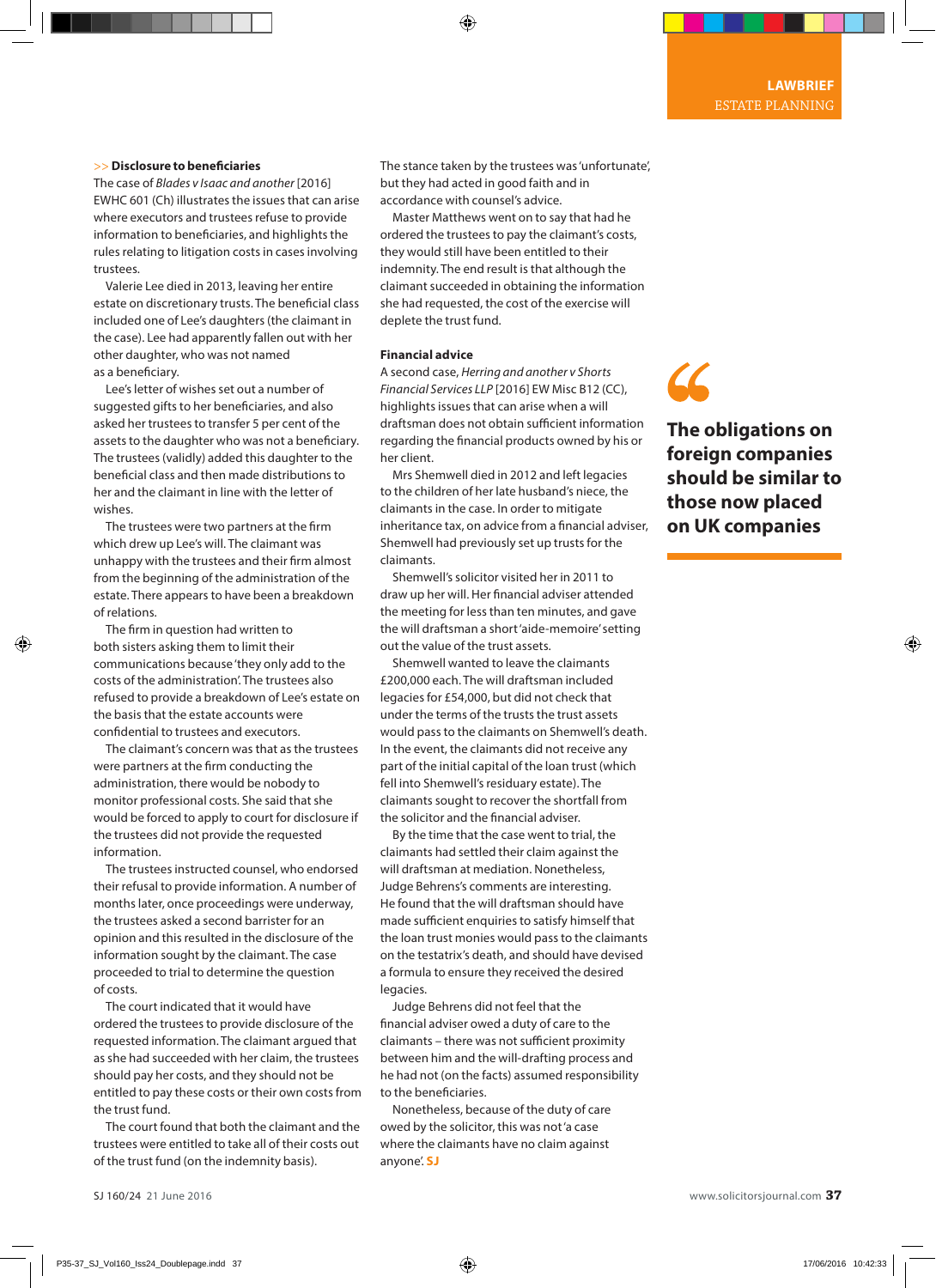## Disclosure to beneficiaries

The case of *Blades v Isaac and another* [2016] EWHC 601 (Ch) illustrates the issues that can arise where executors and trustees refuse to provide information to beneficiaries, and highlights the rules relating to litigation costs in cases involving trustees.

Valerie Lee died in 2013, leaving her entire estate on discretionary trusts. The beneficial class included one of Lee's daughters (the claimant in the case). Lee had apparently fallen out with her other daughter, who was not named as a beneficiary.

Lee's letter of wishes set out a number of suggested gifts to her beneficiaries, and also asked her trustees to transfer 5 per cent of the assets to the daughter who was not a beneficiary. The trustees (validly) added this daughter to the beneficial class and then made distributions to her and the claimant in line with the letter of wishes.

The trustees were two partners at the firm which drew up Lee's will. The claimant was unhappy with the trustees and their firm almost from the beginning of the administration of the estate. There appears to have been a breakdown of relations.

The firm in question had written to both sisters asking them to limit their communications because 'they only add to the costs of the administration'. The trustees also refused to provide a breakdown of Lee's estate on the basis that the estate accounts were confidential to trustees and executors.

The claimant's concern was that as the trustees were partners at the firm conducting the administration, there would be nobody to monitor professional costs. She said that she would be forced to apply to court for disclosure if the trustees did not provide the requested information.

The trustees instructed counsel, who endorsed their refusal to provide information. A number of months later, once proceedings were underway, the trustees asked a second barrister for an opinion and this resulted in the disclosure of the information sought by the claimant. The case proceeded to trial to determine the question of costs.

The court indicated that it would have ordered the trustees to provide disclosure of the requested information. The claimant argued that as she had succeeded with her claim, the trustees should pay her costs, and they should not be entitled to pay these costs or their own costs from the trust fund.

The court found that both the claimant and the trustees were entitled to take all of their costs out of the trust fund (on the indemnity basis). The stance taken by the trustees was 'unfortunate', but they had acted in good faith and in accordance with counsel's advice.

Master Matthews went on to say that had he ordered the trustees to pay the claimant's costs, they would still have been entitled to their indemnity. The end result is that although the claimant succeeded in obtaining the information she had requested, the cost of the exercise will deplete the trust fund.

## Financial advice

A second case, *Herring and another v Shorts Financial Services LLP* [2016] EW Misc B12 (CC), highlights issues that can arise when a will draftsman does not obtain sufficient information regarding the financial products owned by his or her client.

Mrs Shemwell died in 2012 and left legacies to the children of her late husband's niece, the claimants in the case. In order to mitigate inheritance tax, on advice from a financial adviser, Shemwell had previously set up trusts for the claimants.

Shemwell's solicitor visited her in 2011 to draw up her will. Her financial adviser attended the meeting for less than ten minutes, and gave the will draftsman a short 'aide-memoire' setting out the value of the trust assets.

Shemwell wanted to leave the claimants £200,000 each. The will draftsman included legacies for £54,000, but did not check that under the terms of the trusts the trust assets would pass to the claimants on Shemwell's death. In the event, the claimants did not receive any part of the initial capital of the loan trust (which fell into Shemwell's residuary estate). The claimants sought to recover the shortfall from the solicitor and the financial adviser.

By the time that the case went to trial, the claimants had settled their claim against the will draftsman at mediation. Nonetheless, Judge Behrens's comments are interesting. He found that the will draftsman should have made sufficient enquiries to satisfy himself that the loan trust monies would pass to the claimants on the testatrix's death, and should have devised a formula to ensure they received the desired legacies.

Judge Behrens did not feel that the financial adviser owed a duty of care to the claimants – there was not sufficient proximity between him and the will-drafting process and he had not (on the facts) assumed responsibility to the beneficiaries.

Nonetheless, because of the duty of care owed by the solicitor, this was not 'a case where the claimants have no claim against anyone'. **SJ**

> **"The obligations on foreign companies should be similar to those now placed on UK companies**